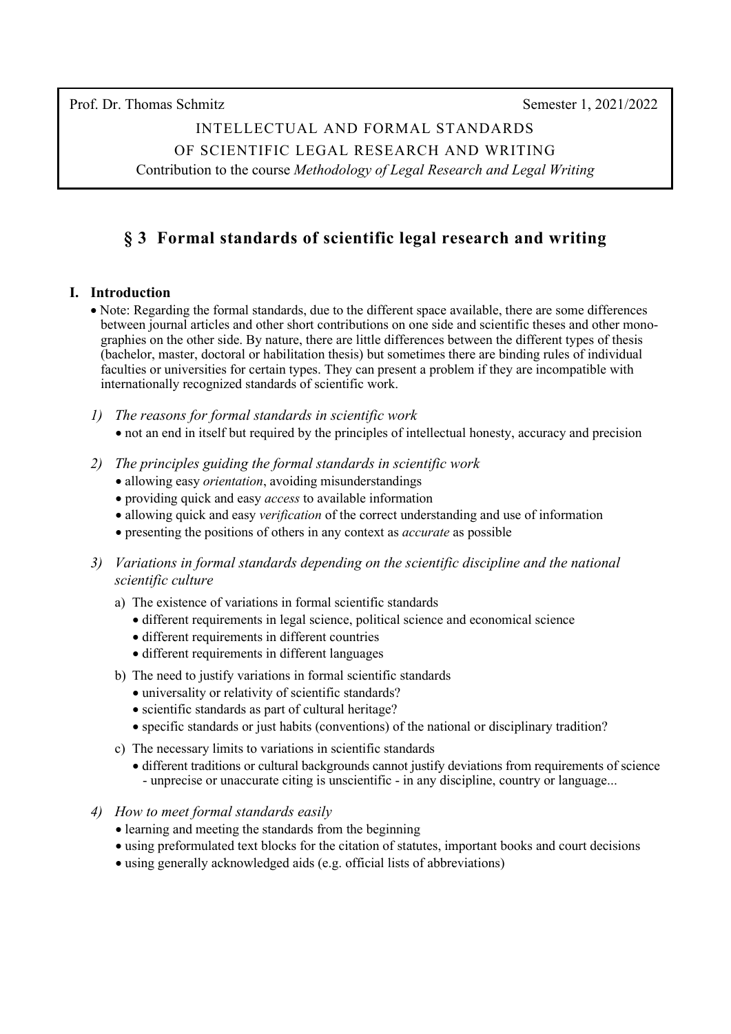Prof. Dr. Thomas Schmitz Semester 1, 2021/2022

INTELLECTUAL AND FORMAL STANDARDS
OF SCIENTIFIC LEGAL RESEARCH AND WRITING
Contribution to the course *Methodology of Legal Research and Legal Writing*

# § 3 Formal standards of scientific legal research and writing

## I. Introduction

- Note: Regarding the formal standards, due to the different space available, there are some differences between journal articles and other short contributions on one side and scientific theses and other monographies on the other side. By nature, there are little differences between the different types of thesis (bachelor, master, doctoral or habilitation thesis) but sometimes there are binding rules of individual faculties or universities for certain types. They can present a problem if they are incompatible with internationally recognized standards of scientific work.

### *1) The reasons for formal standards in scientific work*

- not an end in itself but required by the principles of intellectual honesty, accuracy and precision

### *2) The principles guiding the formal standards in scientific work*

- allowing easy *orientation*, avoiding misunderstandings
- providing quick and easy *access* to available information
- allowing quick and easy *verification* of the correct understanding and use of information
- presenting the positions of others in any context as *accurate* as possible

### *3) Variations in formal standards depending on the scientific discipline and the national scientific culture*

a) The existence of variations in formal scientific standards
- different requirements in legal science, political science and economical science
- different requirements in different countries
- different requirements in different languages

b) The need to justify variations in formal scientific standards
- universality or relativity of scientific standards?
- scientific standards as part of cultural heritage?
- specific standards or just habits (conventions) of the national or disciplinary tradition?

c) The necessary limits to variations in scientific standards
- different traditions or cultural backgrounds cannot justify deviations from requirements of science - unprecise or unaccurate citing is unscientific - in any discipline, country or language...

### *4) How to meet formal standards easily*

- learning and meeting the standards from the beginning
- using preformulated text blocks for the citation of statutes, important books and court decisions
- using generally acknowledged aids (e.g. official lists of abbreviations)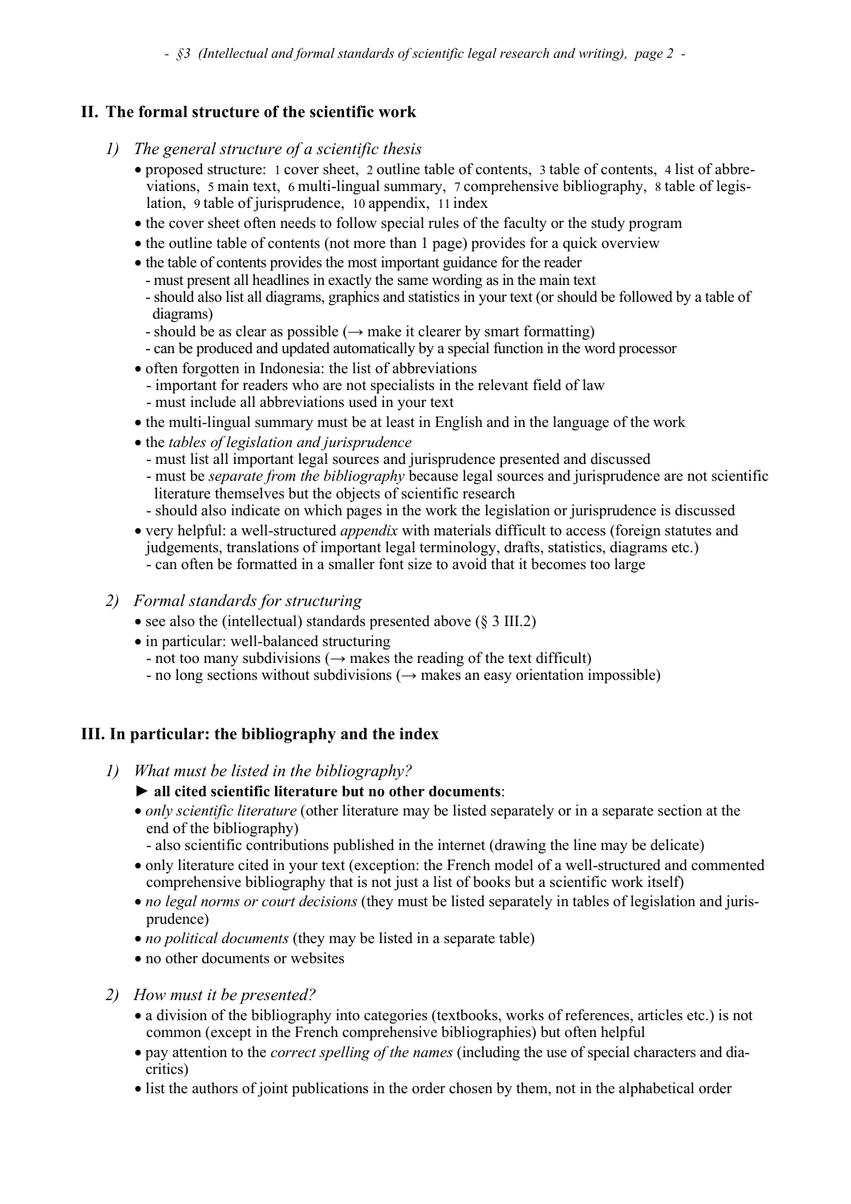## II. The formal structure of the scientific work

### 1) *The general structure of a scientific thesis*

- proposed structure: 1 cover sheet, 2 outline table of contents, 3 table of contents, 4 list of abbreviations, 5 main text, 6 multi-lingual summary, 7 comprehensive bibliography, 8 table of legislation, 9 table of jurisprudence, 10 appendix, 11 index
- the cover sheet often needs to follow special rules of the faculty or the study program
- the outline table of contents (not more than 1 page) provides for a quick overview
- the table of contents provides the most important guidance for the reader
  - must present all headlines in exactly the same wording as in the main text
  - should also list all diagrams, graphics and statistics in your text (or should be followed by a table of diagrams)
  - should be as clear as possible (→ make it clearer by smart formatting)
  - can be produced and updated automatically by a special function in the word processor
- often forgotten in Indonesia: the list of abbreviations
  - important for readers who are not specialists in the relevant field of law
  - must include all abbreviations used in your text
- the multi-lingual summary must be at least in English and in the language of the work
- the *tables of legislation and jurisprudence*
  - must list all important legal sources and jurisprudence presented and discussed
  - must be *separate from the bibliography* because legal sources and jurisprudence are not scientific literature themselves but the objects of scientific research
  - should also indicate on which pages in the work the legislation or jurisprudence is discussed
- very helpful: a well-structured *appendix* with materials difficult to access (foreign statutes and judgements, translations of important legal terminology, drafts, statistics, diagrams etc.)
  - can often be formatted in a smaller font size to avoid that it becomes too large

### 2) *Formal standards for structuring*

- see also the (intellectual) standards presented above (§ 3 III.2)
- in particular: well-balanced structuring
  - not too many subdivisions (→ makes the reading of the text difficult)
  - no long sections without subdivisions (→ makes an easy orientation impossible)

## III. In particular: the bibliography and the index

### 1) *What must be listed in the bibliography?*

► **all cited scientific literature but no other documents**:

- *only scientific literature* (other literature may be listed separately or in a separate section at the end of the bibliography)
  - also scientific contributions published in the internet (drawing the line may be delicate)
- only literature cited in your text (exception: the French model of a well-structured and commented comprehensive bibliography that is not just a list of books but a scientific work itself)
- *no legal norms or court decisions* (they must be listed separately in tables of legislation and jurisprudence)
- *no political documents* (they may be listed in a separate table)
- no other documents or websites

### 2) *How must it be presented?*

- a division of the bibliography into categories (textbooks, works of references, articles etc.) is not common (except in the French comprehensive bibliographies) but often helpful
- pay attention to the *correct spelling of the names* (including the use of special characters and diacritics)
- list the authors of joint publications in the order chosen by them, not in the alphabetical order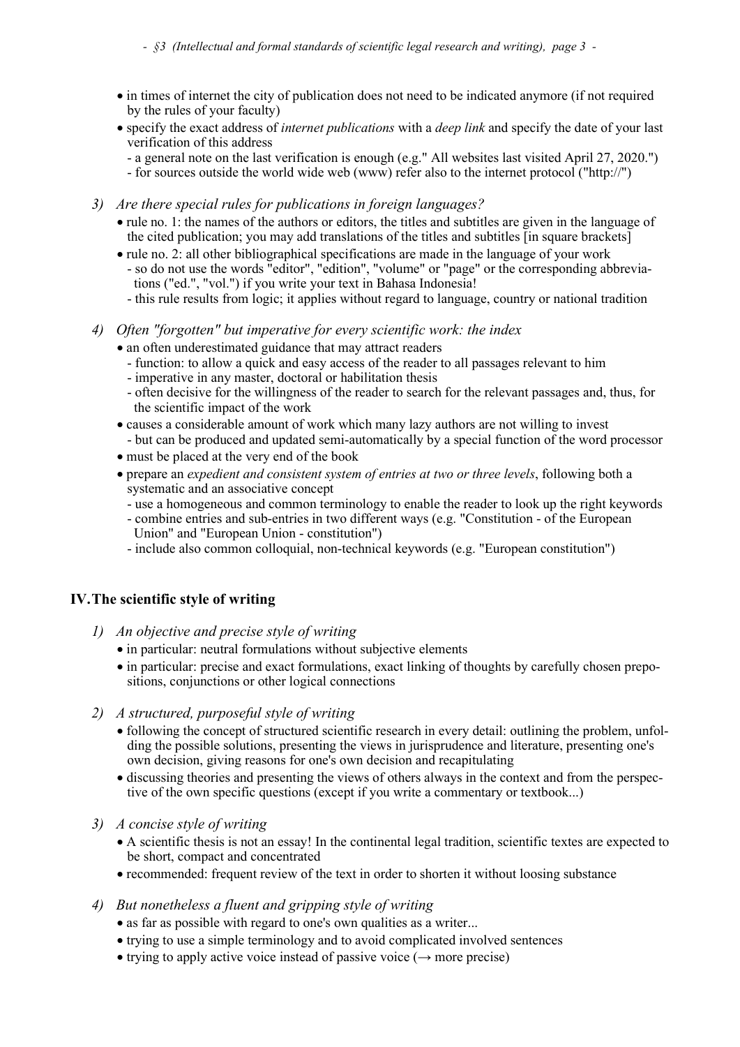- in times of internet the city of publication does not need to be indicated anymore (if not required by the rules of your faculty)
- specify the exact address of *internet publications* with a *deep link* and specify the date of your last verification of this address
  - a general note on the last verification is enough (e.g." All websites last visited April 27, 2020.")
  - for sources outside the world wide web (www) refer also to the internet protocol ("http://")

*3) Are there special rules for publications in foreign languages?*

- rule no. 1: the names of the authors or editors, the titles and subtitles are given in the language of the cited publication; you may add translations of the titles and subtitles [in square brackets]
- rule no. 2: all other bibliographical specifications are made in the language of your work
  - so do not use the words "editor", "edition", "volume" or "page" or the corresponding abbreviations ("ed.", "vol.") if you write your text in Bahasa Indonesia!
  - this rule results from logic; it applies without regard to language, country or national tradition

*4) Often "forgotten" but imperative for every scientific work: the index*

- an often underestimated guidance that may attract readers
  - function: to allow a quick and easy access of the reader to all passages relevant to him
  - imperative in any master, doctoral or habilitation thesis
  - often decisive for the willingness of the reader to search for the relevant passages and, thus, for the scientific impact of the work
- causes a considerable amount of work which many lazy authors are not willing to invest
  - but can be produced and updated semi-automatically by a special function of the word processor
- must be placed at the very end of the book
- prepare an *expedient and consistent system of entries at two or three levels*, following both a systematic and an associative concept
  - use a homogeneous and common terminology to enable the reader to look up the right keywords
  - combine entries and sub-entries in two different ways (e.g. "Constitution - of the European Union" and "European Union - constitution")
  - include also common colloquial, non-technical keywords (e.g. "European constitution")

## IV. The scientific style of writing

*1) An objective and precise style of writing*

- in particular: neutral formulations without subjective elements
- in particular: precise and exact formulations, exact linking of thoughts by carefully chosen prepositions, conjunctions or other logical connections

*2) A structured, purposeful style of writing*

- following the concept of structured scientific research in every detail: outlining the problem, unfolding the possible solutions, presenting the views in jurisprudence and literature, presenting one's own decision, giving reasons for one's own decision and recapitulating
- discussing theories and presenting the views of others always in the context and from the perspective of the own specific questions (except if you write a commentary or textbook...)

*3) A concise style of writing*

- A scientific thesis is not an essay! In the continental legal tradition, scientific textes are expected to be short, compact and concentrated
- recommended: frequent review of the text in order to shorten it without loosing substance

*4) But nonetheless a fluent and gripping style of writing*

- as far as possible with regard to one's own qualities as a writer...
- trying to use a simple terminology and to avoid complicated involved sentences
- trying to apply active voice instead of passive voice (→ more precise)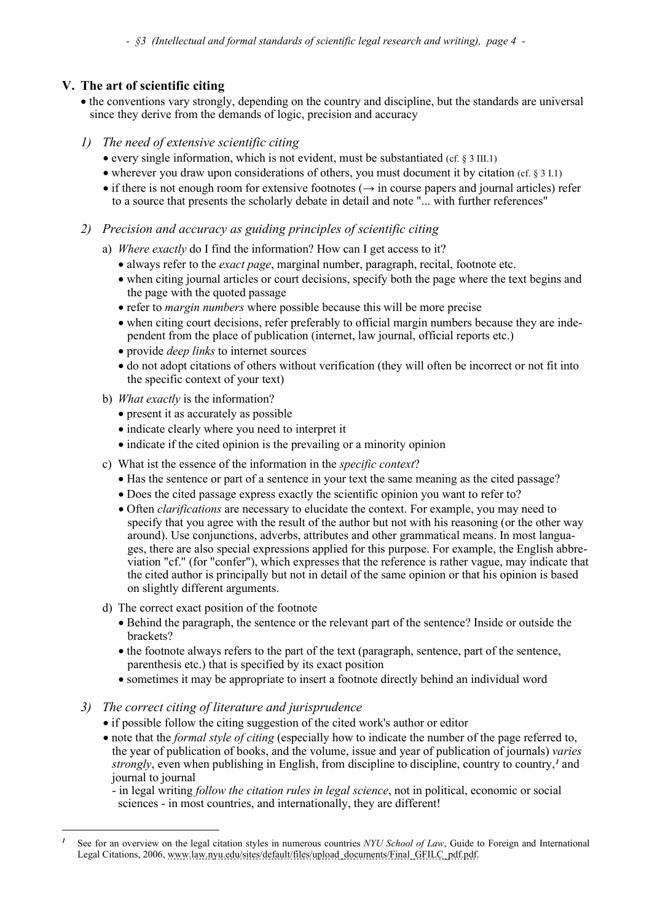## V. The art of scientific citing

- the conventions vary strongly, depending on the country and discipline, but the standards are universal since they derive from the demands of logic, precision and accuracy

### 1) *The need of extensive scientific citing*

- every single information, which is not evident, must be substantiated (cf. § 3 III.1)
- wherever you draw upon considerations of others, you must document it by citation (cf. § 3 I.1)
- if there is not enough room for extensive footnotes (→ in course papers and journal articles) refer to a source that presents the scholarly debate in detail and note "... with further references"

### 2) *Precision and accuracy as guiding principles of scientific citing*

a) *Where exactly* do I find the information? How can I get access to it?
   - always refer to the *exact page*, marginal number, paragraph, recital, footnote etc.
   - when citing journal articles or court decisions, specify both the page where the text begins and the page with the quoted passage
   - refer to *margin numbers* where possible because this will be more precise
   - when citing court decisions, refer preferably to official margin numbers because they are independent from the place of publication (internet, law journal, official reports etc.)
   - provide *deep links* to internet sources
   - do not adopt citations of others without verification (they will often be incorrect or not fit into the specific context of your text)

b) *What exactly* is the information?
   - present it as accurately as possible
   - indicate clearly where you need to interpret it
   - indicate if the cited opinion is the prevailing or a minority opinion

c) What ist the essence of the information in the *specific context*?
   - Has the sentence or part of a sentence in your text the same meaning as the cited passage?
   - Does the cited passage express exactly the scientific opinion you want to refer to?
   - Often *clarifications* are necessary to elucidate the context. For example, you may need to specify that you agree with the result of the author but not with his reasoning (or the other way around). Use conjunctions, adverbs, attributes and other grammatical means. In most languages, there are also special expressions applied for this purpose. For example, the English abbreviation "cf." (for "confer"), which expresses that the reference is rather vague, may indicate that the cited author is principally but not in detail of the same opinion or that his opinion is based on slightly different arguments.

d) The correct exact position of the footnote
   - Behind the paragraph, the sentence or the relevant part of the sentence? Inside or outside the brackets?
   - the footnote always refers to the part of the text (paragraph, sentence, part of the sentence, parenthesis etc.) that is specified by its exact position
   - sometimes it may be appropriate to insert a footnote directly behind an individual word

### 3) *The correct citing of literature and jurisprudence*

- if possible follow the citing suggestion of the cited work's author or editor
- note that the *formal style of citing* (especially how to indicate the number of the page referred to, the year of publication of books, and the volume, issue and year of publication of journals) *varies strongly*, even when publishing in English, from discipline to discipline, country to country,[1] and journal to journal
  - in legal writing *follow the citation rules in legal science*, not in political, economic or social sciences - in most countries, and internationally, they are different!

---

[1] See for an overview on the legal citation styles in numerous countries *NYU School of Law*, Guide to Foreign and International Legal Citations, 2006, www.law.nyu.edu/sites/default/files/upload_documents/Final_GFILC_pdf.pdf.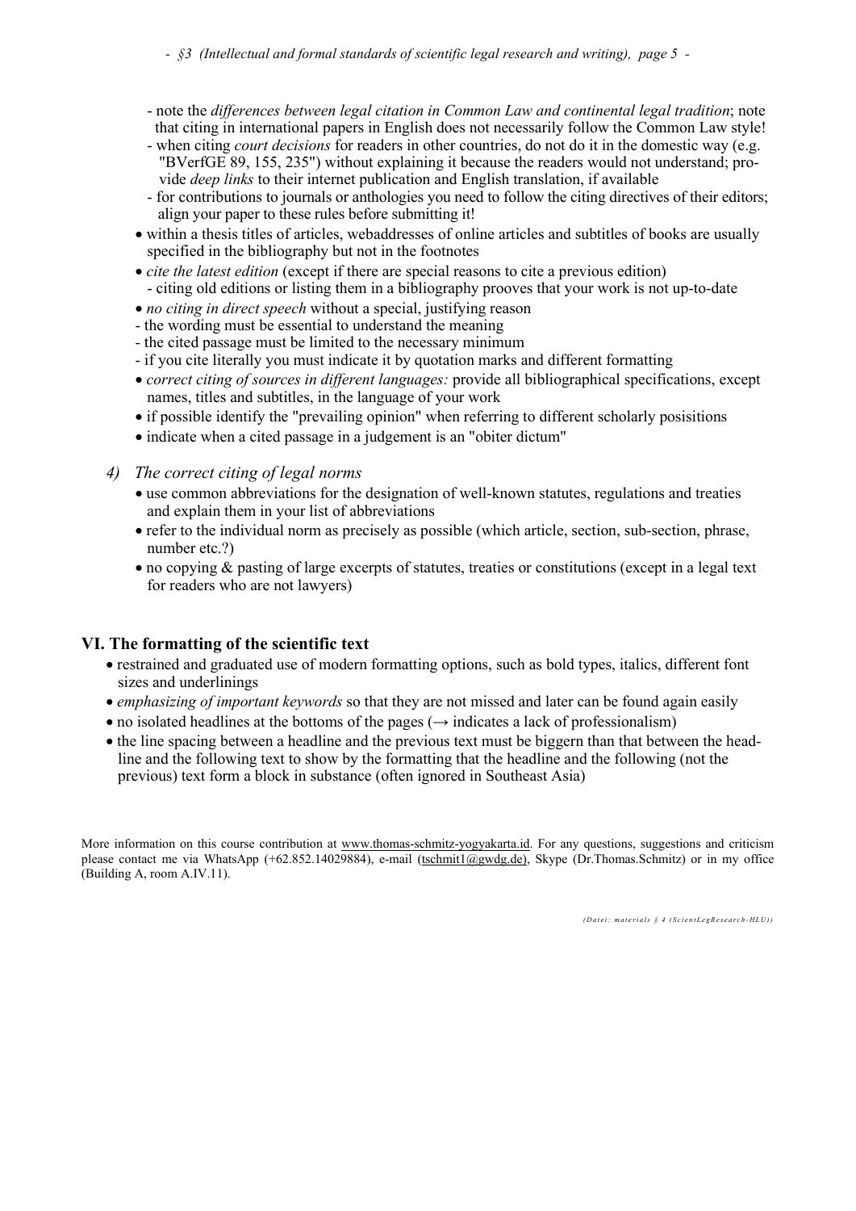- note the *differences between legal citation in Common Law and continental legal tradition*; note that citing in international papers in English does not necessarily follow the Common Law style!
- when citing *court decisions* for readers in other countries, do not do it in the domestic way (e.g. "BVerfGE 89, 155, 235") without explaining it because the readers would not understand; provide *deep links* to their internet publication and English translation, if available
- for contributions to journals or anthologies you need to follow the citing directives of their editors; align your paper to these rules before submitting it!

- within a thesis titles of articles, webaddresses of online articles and subtitles of books are usually specified in the bibliography but not in the footnotes
- *cite the latest edition* (except if there are special reasons to cite a previous edition)
  - citing old editions or listing them in a bibliography prooves that your work is not up-to-date
- *no citing in direct speech* without a special, justifying reason
  - the wording must be essential to understand the meaning
  - the cited passage must be limited to the necessary minimum
  - if you cite literally you must indicate it by quotation marks and different formatting
- *correct citing of sources in different languages:* provide all bibliographical specifications, except names, titles and subtitles, in the language of your work
- if possible identify the "prevailing opinion" when referring to different scholarly posisitions
- indicate when a cited passage in a judgement is an "obiter dictum"

### *4) The correct citing of legal norms*

- use common abbreviations for the designation of well-known statutes, regulations and treaties and explain them in your list of abbreviations
- refer to the individual norm as precisely as possible (which article, section, sub-section, phrase, number etc.?)
- no copying & pasting of large excerpts of statutes, treaties or constitutions (except in a legal text for readers who are not lawyers)

## VI. The formatting of the scientific text

- restrained and graduated use of modern formatting options, such as bold types, italics, different font sizes and underlinings
- *emphasizing of important keywords* so that they are not missed and later can be found again easily
- no isolated headlines at the bottoms of the pages (→ indicates a lack of professionalism)
- the line spacing between a headline and the previous text must be biggern than that between the headline and the following text to show by the formatting that the headline and the following (not the previous) text form a block in substance (often ignored in Southeast Asia)

More information on this course contribution at www.thomas-schmitz-yogyakarta.id. For any questions, suggestions and criticism please contact me via WhatsApp (+62.852.14029884), e-mail (tschmit1@gwdg.de), Skype (Dr.Thomas.Schmitz) or in my office (Building A, room A.IV.11).

*(Datei: materials § 4 (ScientLegResearch-HLU))*